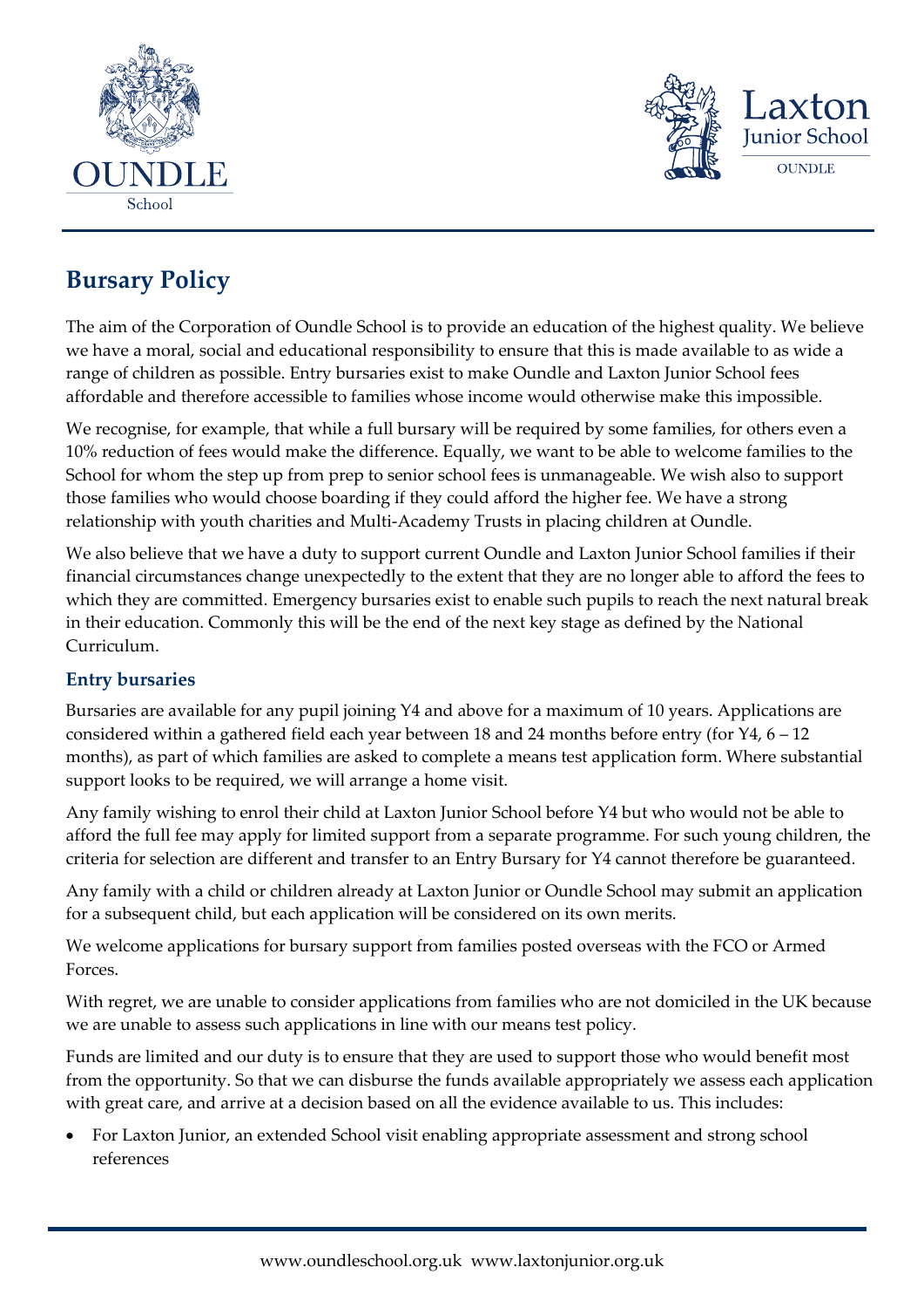# Bursary Policy

The aim of the Corporation of Oundle School is to provide an education of the highest quality. We believe we have a moral, social and educational responsibility to ensure that this is made available to as wide a range of children as possible. Entry bursaries exist to make Oundle and Laxton Junior School fees affordable and therefore accessible to families whose income would otherwise make this impossible.

We recognise, for example, that while a full bursary will be required by some families, for others even a 10% reduction of fees would make the difference. Equally, we want to be able to welcome families to the School for whom the step up from prep to senior school fees is unmanageable. We wish also to support those families who would choose boarding if they could afford the higher fee. We have a strong relationship with youth charities and Multi-Academy Trusts in placing children at Oundle.

We also believe that we have a duty to support current Oundle and Laxton Junior School families if their financial circumstances change unexpectedly to the extent that they are no longer able to afford the fees to which they are committed. Emergency bursaries exist to enable such pupils to reach the next natural break in their education. Commonly this will be the end of the next key stage as defined by the National Curriculum.

## Entry bursaries

Bursaries are available for any pupil joining Y4 and above for a maximum of 10 years. Applications are considered within a gathered field each year between 18 and 24 months before entry (for Y4, 6 – 12 months), as part of which families are asked to complete a means test application form. Where substantial support looks to be required, we will arrange a home visit.

Any family wishing to enrol their child at Laxton Junior School before Y4 but who would not be able to afford the full fee may apply for limited support from a separate programme. For such young children, the criteria for selection are different and transfer to an Entry Bursary for Y4 cannot therefore be guaranteed.

Any family with a child or children already at Laxton Junior or Oundle School may submit an application for a subsequent child, but each application will be considered on its own merits.

We welcome applications for bursary support from families posted overseas with the FCO or Armed Forces.

With regret, we are unable to consider applications from families who are not domiciled in the UK because we are unable to assess such applications in line with our means test policy.

Funds are limited and our duty is to ensure that they are used to support those who would benefit most from the opportunity. So that we can disburse the funds available appropriately we assess each application with great care, and arrive at a decision based on all the evidence available to us. This includes:

- For Laxton Junior, an extended School visit enabling appropriate assessment and strong school references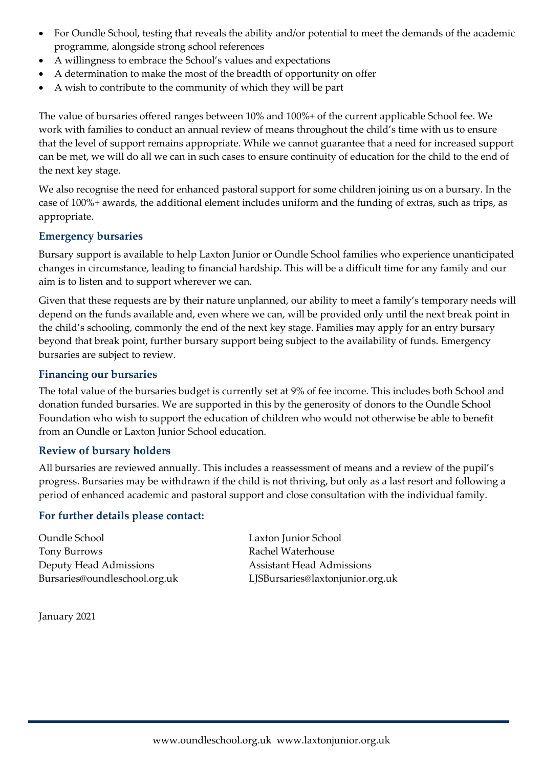- For Oundle School, testing that reveals the ability and/or potential to meet the demands of the academic programme, alongside strong school references
- A willingness to embrace the School's values and expectations
- A determination to make the most of the breadth of opportunity on offer
- A wish to contribute to the community of which they will be part

The value of bursaries offered ranges between 10% and 100%+ of the current applicable School fee. We work with families to conduct an annual review of means throughout the child's time with us to ensure that the level of support remains appropriate. While we cannot guarantee that a need for increased support can be met, we will do all we can in such cases to ensure continuity of education for the child to the end of the next key stage.

We also recognise the need for enhanced pastoral support for some children joining us on a bursary. In the case of 100%+ awards, the additional element includes uniform and the funding of extras, such as trips, as appropriate.

## Emergency bursaries

Bursary support is available to help Laxton Junior or Oundle School families who experience unanticipated changes in circumstance, leading to financial hardship. This will be a difficult time for any family and our aim is to listen and to support wherever we can.

Given that these requests are by their nature unplanned, our ability to meet a family's temporary needs will depend on the funds available and, even where we can, will be provided only until the next break point in the child's schooling, commonly the end of the next key stage. Families may apply for an entry bursary beyond that break point, further bursary support being subject to the availability of funds. Emergency bursaries are subject to review.

## Financing our bursaries

The total value of the bursaries budget is currently set at 9% of fee income. This includes both School and donation funded bursaries. We are supported in this by the generosity of donors to the Oundle School Foundation who wish to support the education of children who would not otherwise be able to benefit from an Oundle or Laxton Junior School education.

## Review of bursary holders

All bursaries are reviewed annually. This includes a reassessment of means and a review of the pupil's progress. Bursaries may be withdrawn if the child is not thriving, but only as a last resort and following a period of enhanced academic and pastoral support and close consultation with the individual family.

## For further details please contact:

Oundle School
Tony Burrows
Deputy Head Admissions
Bursaries@oundleschool.org.uk

Laxton Junior School
Rachel Waterhouse
Assistant Head Admissions
LJSBursaries@laxtonjunior.org.uk

January 2021

www.oundleschool.org.uk www.laxtonjunior.org.uk